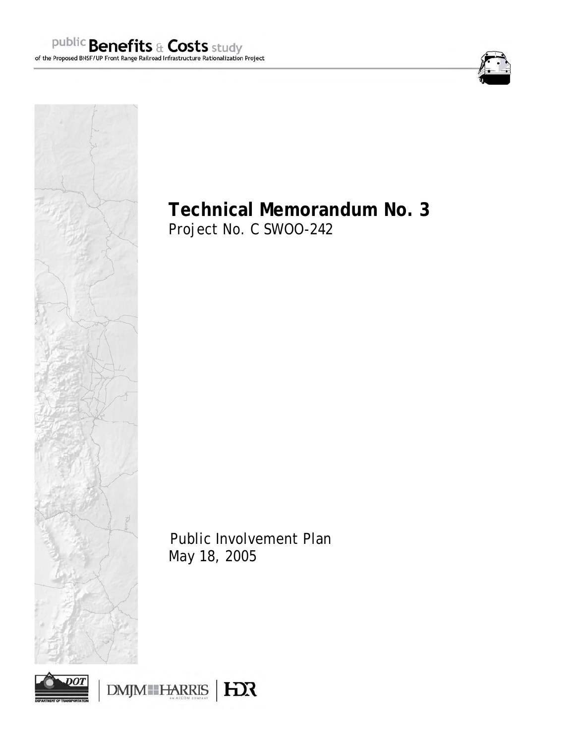public **Benefits** & **Costs** study

of the Proposed BNSF/UP Front Range Railroad Infrastructure Rationalization Project

# Technical Memorandum No. 3

Project No. C SWOO-242

Public Involvement Plan

May 18, 2005

DOT DEPARTMENT OF TRANSPORTATION | DMJM HARRIS AN AECOM COMPANY | HDR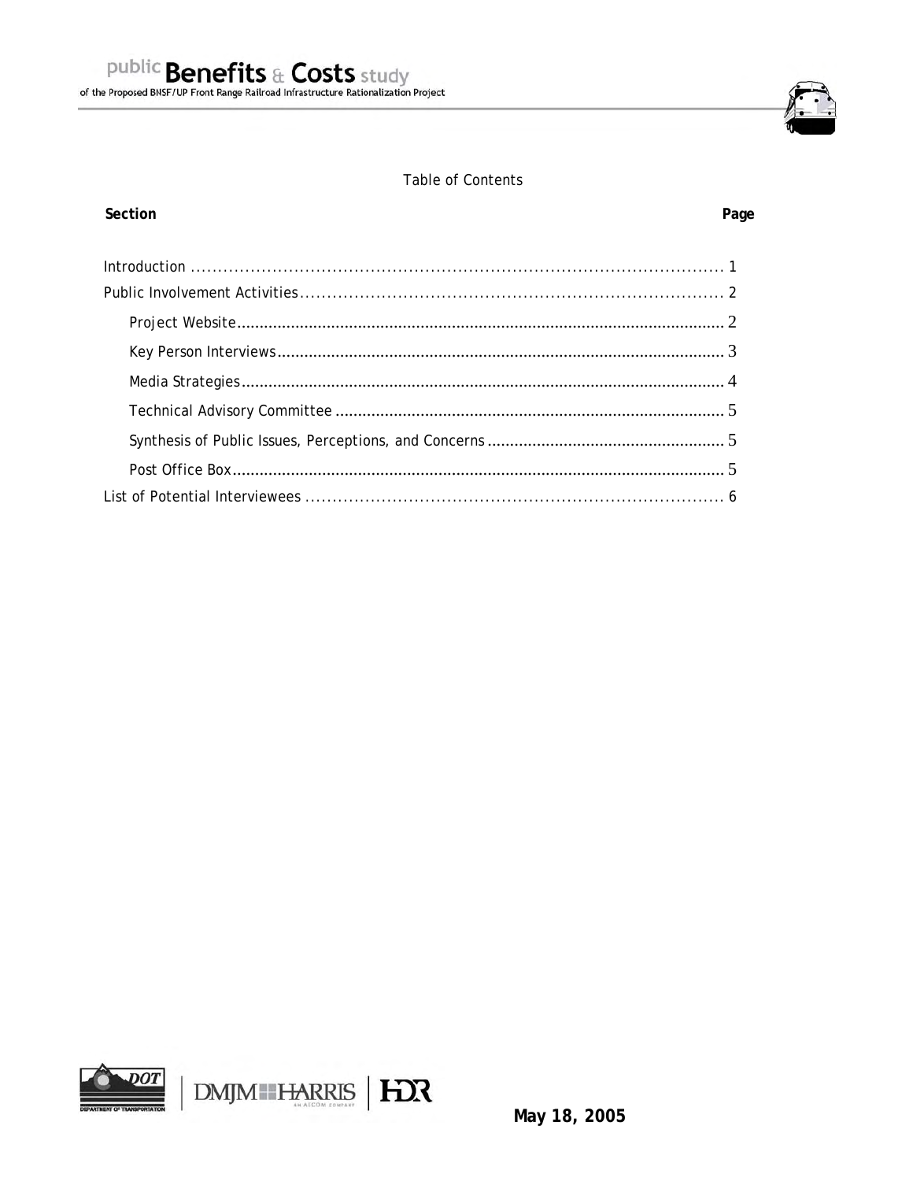Table of Contents

| Section | Page |
| --- | --- |
| Introduction | 1 |
| Public Involvement Activities | 2 |
| Project Website | 2 |
| Key Person Interviews | 3 |
| Media Strategies | 4 |
| Technical Advisory Committee | 5 |
| Synthesis of Public Issues, Perceptions, and Concerns | 5 |
| Post Office Box | 5 |
| List of Potential Interviewees | 6 |

May 18, 2005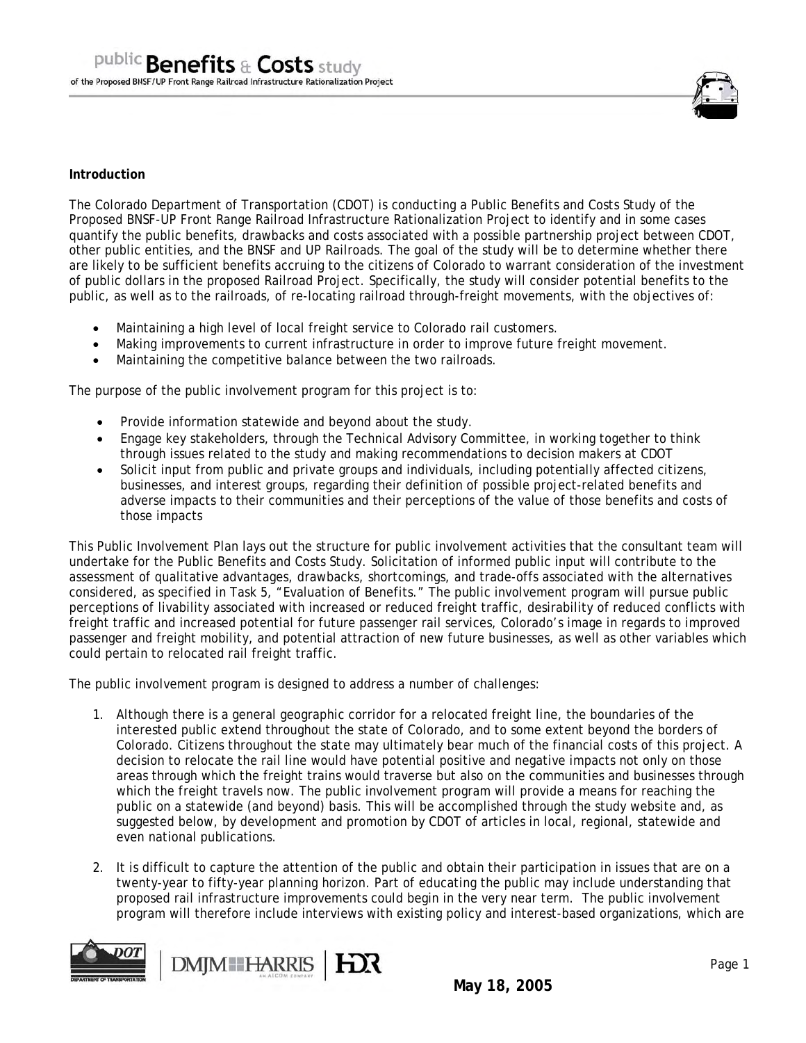**Introduction**

The Colorado Department of Transportation (CDOT) is conducting a Public Benefits and Costs Study of the Proposed BNSF-UP Front Range Railroad Infrastructure Rationalization Project to identify and in some cases quantify the public benefits, drawbacks and costs associated with a possible partnership project between CDOT, other public entities, and the BNSF and UP Railroads. The goal of the study will be to determine whether there are likely to be sufficient benefits accruing to the citizens of Colorado to warrant consideration of the investment of public dollars in the proposed Railroad Project. Specifically, the study will consider potential benefits to the public, as well as to the railroads, of re-locating railroad through-freight movements, with the objectives of:

- Maintaining a high level of local freight service to Colorado rail customers.
- Making improvements to current infrastructure in order to improve future freight movement.
- Maintaining the competitive balance between the two railroads.

The purpose of the public involvement program for this project is to:

- Provide information statewide and beyond about the study.
- Engage key stakeholders, through the Technical Advisory Committee, in working together to think through issues related to the study and making recommendations to decision makers at CDOT
- Solicit input from public and private groups and individuals, including potentially affected citizens, businesses, and interest groups, regarding their definition of possible project-related benefits and adverse impacts to their communities and their perceptions of the value of those benefits and costs of those impacts

This Public Involvement Plan lays out the structure for public involvement activities that the consultant team will undertake for the Public Benefits and Costs Study. Solicitation of informed public input will contribute to the assessment of qualitative advantages, drawbacks, shortcomings, and trade-offs associated with the alternatives considered, as specified in Task 5, "Evaluation of Benefits." The public involvement program will pursue public perceptions of livability associated with increased or reduced freight traffic, desirability of reduced conflicts with freight traffic and increased potential for future passenger rail services, Colorado's image in regards to improved passenger and freight mobility, and potential attraction of new future businesses, as well as other variables which could pertain to relocated rail freight traffic.

The public involvement program is designed to address a number of challenges:

1. Although there is a general geographic corridor for a relocated freight line, the boundaries of the interested public extend throughout the state of Colorado, and to some extent beyond the borders of Colorado. Citizens throughout the state may ultimately bear much of the financial costs of this project. A decision to relocate the rail line would have potential positive and negative impacts not only on those areas through which the freight trains would traverse but also on the communities and businesses through which the freight travels now. The public involvement program will provide a means for reaching the public on a statewide (and beyond) basis. This will be accomplished through the study website and, as suggested below, by development and promotion by CDOT of articles in local, regional, statewide and even national publications.

2. It is difficult to capture the attention of the public and obtain their participation in issues that are on a twenty-year to fifty-year planning horizon. Part of educating the public may include understanding that proposed rail infrastructure improvements could begin in the very near term. The public involvement program will therefore include interviews with existing policy and interest-based organizations, which are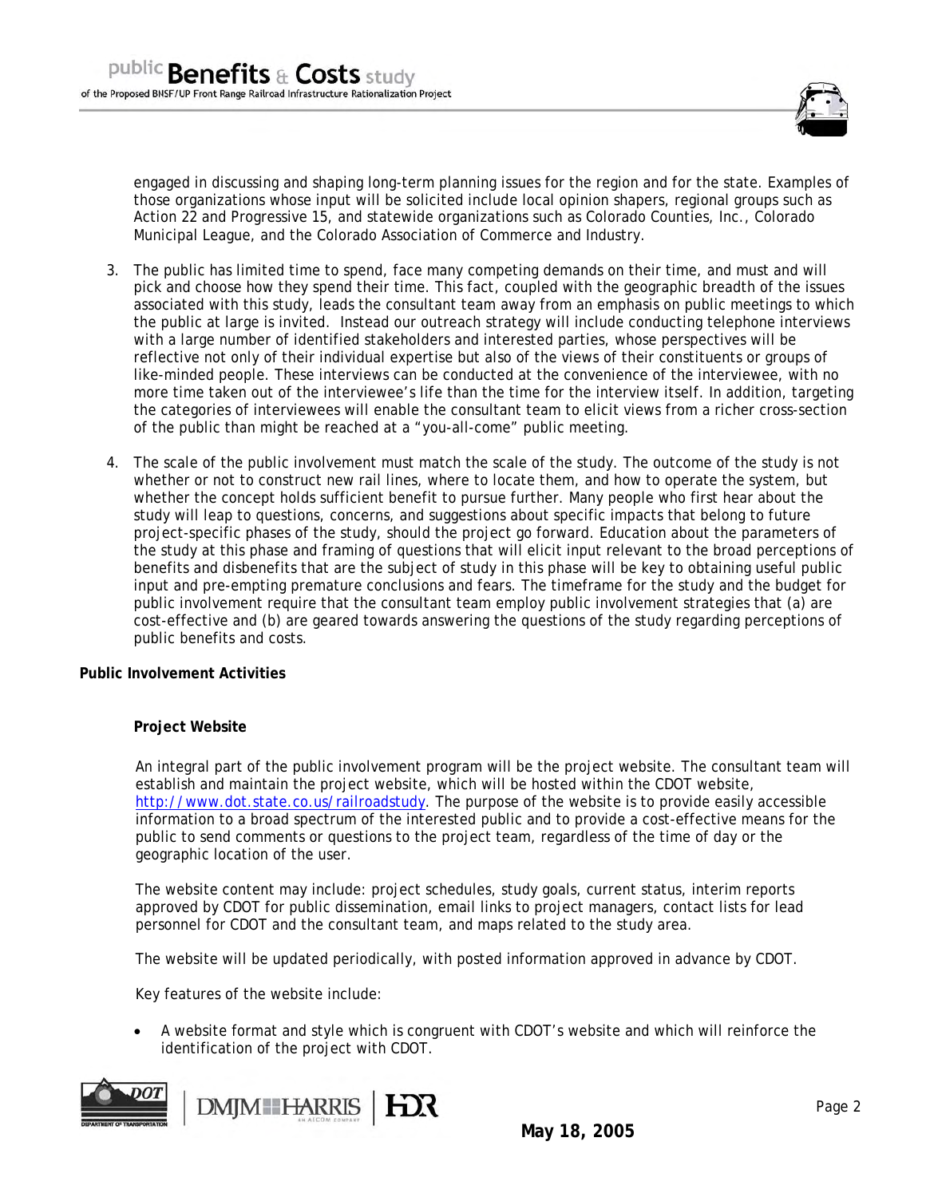engaged in discussing and shaping long-term planning issues for the region and for the state. Examples of those organizations whose input will be solicited include local opinion shapers, regional groups such as Action 22 and Progressive 15, and statewide organizations such as Colorado Counties, Inc., Colorado Municipal League, and the Colorado Association of Commerce and Industry.

3. The public has limited time to spend, face many competing demands on their time, and must and will pick and choose how they spend their time. This fact, coupled with the geographic breadth of the issues associated with this study, leads the consultant team away from an emphasis on public meetings to which the public at large is invited. Instead our outreach strategy will include conducting telephone interviews with a large number of identified stakeholders and interested parties, whose perspectives will be reflective not only of their individual expertise but also of the views of their constituents or groups of like-minded people. These interviews can be conducted at the convenience of the interviewee, with no more time taken out of the interviewee's life than the time for the interview itself. In addition, targeting the categories of interviewees will enable the consultant team to elicit views from a richer cross-section of the public than might be reached at a "you-all-come" public meeting.

4. The scale of the public involvement must match the scale of the study. The outcome of the study is not whether or not to construct new rail lines, where to locate them, and how to operate the system, but whether the concept holds sufficient benefit to pursue further. Many people who first hear about the study will leap to questions, concerns, and suggestions about specific impacts that belong to future project-specific phases of the study, should the project go forward. Education about the parameters of the study at this phase and framing of questions that will elicit input relevant to the broad perceptions of benefits and disbenefits that are the subject of study in this phase will be key to obtaining useful public input and pre-empting premature conclusions and fears. The timeframe for the study and the budget for public involvement require that the consultant team employ public involvement strategies that (a) are cost-effective and (b) are geared towards answering the questions of the study regarding perceptions of public benefits and costs.

**Public Involvement Activities**

**Project Website**

An integral part of the public involvement program will be the project website. The consultant team will establish and maintain the project website, which will be hosted within the CDOT website, http://www.dot.state.co.us/railroadstudy. The purpose of the website is to provide easily accessible information to a broad spectrum of the interested public and to provide a cost-effective means for the public to send comments or questions to the project team, regardless of the time of day or the geographic location of the user.

The website content may include: project schedules, study goals, current status, interim reports approved by CDOT for public dissemination, email links to project managers, contact lists for lead personnel for CDOT and the consultant team, and maps related to the study area.

The website will be updated periodically, with posted information approved in advance by CDOT.

Key features of the website include:

- A website format and style which is congruent with CDOT's website and which will reinforce the identification of the project with CDOT.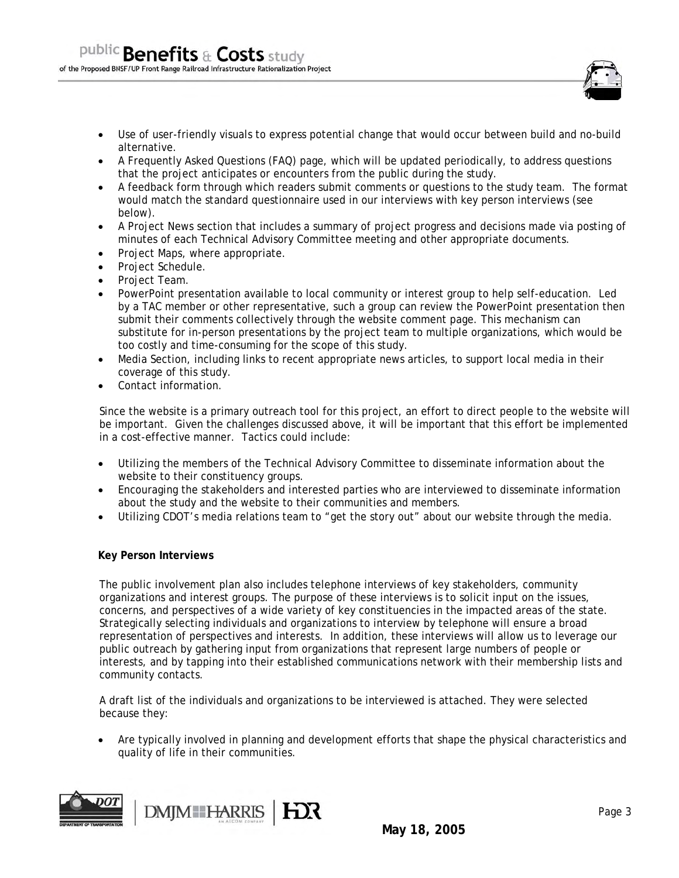- Use of user-friendly visuals to express potential change that would occur between build and no-build alternative.
- A Frequently Asked Questions (FAQ) page, which will be updated periodically, to address questions that the project anticipates or encounters from the public during the study.
- A feedback form through which readers submit comments or questions to the study team. The format would match the standard questionnaire used in our interviews with key person interviews (see below).
- A Project News section that includes a summary of project progress and decisions made via posting of minutes of each Technical Advisory Committee meeting and other appropriate documents.
- Project Maps, where appropriate.
- Project Schedule.
- Project Team.
- PowerPoint presentation available to local community or interest group to help self-education. Led by a TAC member or other representative, such a group can review the PowerPoint presentation then submit their comments collectively through the website comment page. This mechanism can substitute for in-person presentations by the project team to multiple organizations, which would be too costly and time-consuming for the scope of this study.
- Media Section, including links to recent appropriate news articles, to support local media in their coverage of this study.
- Contact information.

Since the website is a primary outreach tool for this project, an effort to direct people to the website will be important. Given the challenges discussed above, it will be important that this effort be implemented in a cost-effective manner. Tactics could include:

- Utilizing the members of the Technical Advisory Committee to disseminate information about the website to their constituency groups.
- Encouraging the stakeholders and interested parties who are interviewed to disseminate information about the study and the website to their communities and members.
- Utilizing CDOT's media relations team to "get the story out" about our website through the media.

**Key Person Interviews**

The public involvement plan also includes telephone interviews of key stakeholders, community organizations and interest groups. The purpose of these interviews is to solicit input on the issues, concerns, and perspectives of a wide variety of key constituencies in the impacted areas of the state. Strategically selecting individuals and organizations to interview by telephone will ensure a broad representation of perspectives and interests. In addition, these interviews will allow us to leverage our public outreach by gathering input from organizations that represent large numbers of people or interests, and by tapping into their established communications network with their membership lists and community contacts.

A draft list of the individuals and organizations to be interviewed is attached. They were selected because they:

- Are typically involved in planning and development efforts that shape the physical characteristics and quality of life in their communities.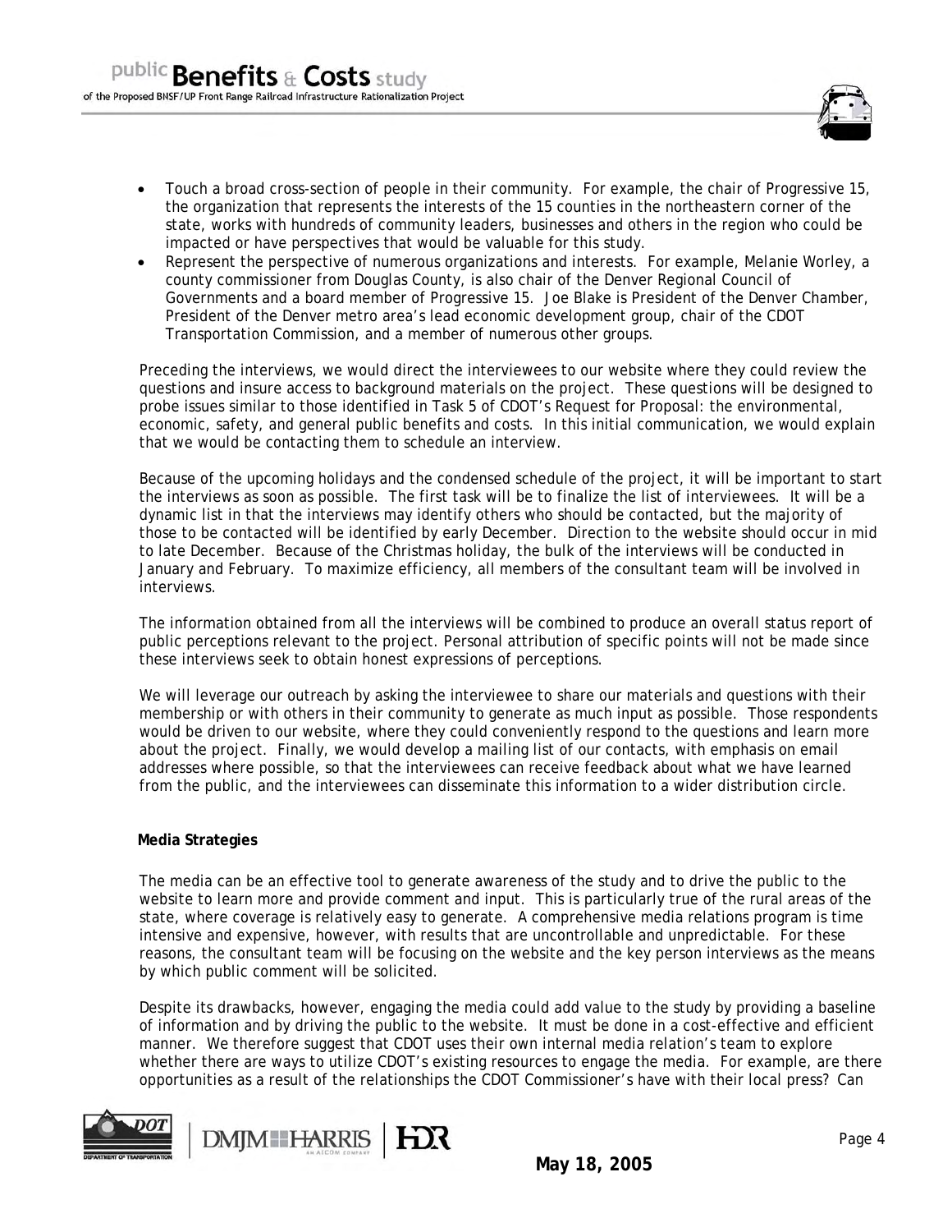- Touch a broad cross-section of people in their community. For example, the chair of Progressive 15, the organization that represents the interests of the 15 counties in the northeastern corner of the state, works with hundreds of community leaders, businesses and others in the region who could be impacted or have perspectives that would be valuable for this study.
- Represent the perspective of numerous organizations and interests. For example, Melanie Worley, a county commissioner from Douglas County, is also chair of the Denver Regional Council of Governments and a board member of Progressive 15. Joe Blake is President of the Denver Chamber, President of the Denver metro area's lead economic development group, chair of the CDOT Transportation Commission, and a member of numerous other groups.

Preceding the interviews, we would direct the interviewees to our website where they could review the questions and insure access to background materials on the project. These questions will be designed to probe issues similar to those identified in Task 5 of CDOT's Request for Proposal: the environmental, economic, safety, and general public benefits and costs. In this initial communication, we would explain that we would be contacting them to schedule an interview.

Because of the upcoming holidays and the condensed schedule of the project, it will be important to start the interviews as soon as possible. The first task will be to finalize the list of interviewees. It will be a dynamic list in that the interviews may identify others who should be contacted, but the majority of those to be contacted will be identified by early December. Direction to the website should occur in mid to late December. Because of the Christmas holiday, the bulk of the interviews will be conducted in January and February. To maximize efficiency, all members of the consultant team will be involved in interviews.

The information obtained from all the interviews will be combined to produce an overall status report of public perceptions relevant to the project. Personal attribution of specific points will not be made since these interviews seek to obtain honest expressions of perceptions.

We will leverage our outreach by asking the interviewee to share our materials and questions with their membership or with others in their community to generate as much input as possible. Those respondents would be driven to our website, where they could conveniently respond to the questions and learn more about the project. Finally, we would develop a mailing list of our contacts, with emphasis on email addresses where possible, so that the interviewees can receive feedback about what we have learned from the public, and the interviewees can disseminate this information to a wider distribution circle.

**Media Strategies**

The media can be an effective tool to generate awareness of the study and to drive the public to the website to learn more and provide comment and input. This is particularly true of the rural areas of the state, where coverage is relatively easy to generate. A comprehensive media relations program is time intensive and expensive, however, with results that are uncontrollable and unpredictable. For these reasons, the consultant team will be focusing on the website and the key person interviews as the means by which public comment will be solicited.

Despite its drawbacks, however, engaging the media could add value to the study by providing a baseline of information and by driving the public to the website. It must be done in a cost-effective and efficient manner. We therefore suggest that CDOT uses their own internal media relation's team to explore whether there are ways to utilize CDOT's existing resources to engage the media. For example, are there opportunities as a result of the relationships the CDOT Commissioner's have with their local press? Can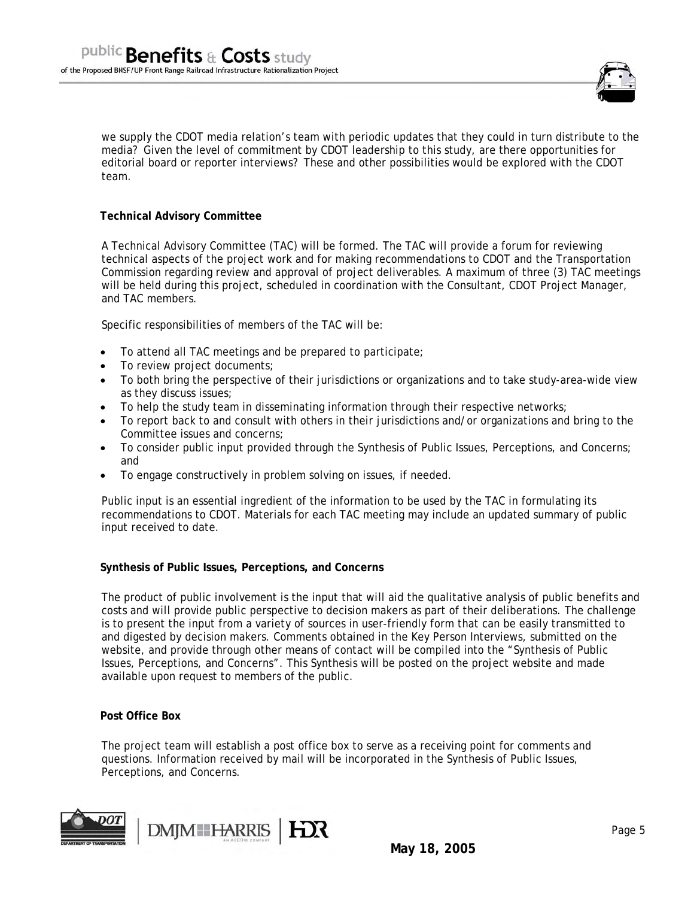we supply the CDOT media relation's team with periodic updates that they could in turn distribute to the media? Given the level of commitment by CDOT leadership to this study, are there opportunities for editorial board or reporter interviews? These and other possibilities would be explored with the CDOT team.

**Technical Advisory Committee**

A Technical Advisory Committee (TAC) will be formed. The TAC will provide a forum for reviewing technical aspects of the project work and for making recommendations to CDOT and the Transportation Commission regarding review and approval of project deliverables. A maximum of three (3) TAC meetings will be held during this project, scheduled in coordination with the Consultant, CDOT Project Manager, and TAC members.

Specific responsibilities of members of the TAC will be:

- To attend all TAC meetings and be prepared to participate;
- To review project documents;
- To both bring the perspective of their jurisdictions or organizations and to take study-area-wide view as they discuss issues;
- To help the study team in disseminating information through their respective networks;
- To report back to and consult with others in their jurisdictions and/or organizations and bring to the Committee issues and concerns;
- To consider public input provided through the Synthesis of Public Issues, Perceptions, and Concerns; and
- To engage constructively in problem solving on issues, if needed.

Public input is an essential ingredient of the information to be used by the TAC in formulating its recommendations to CDOT. Materials for each TAC meeting may include an updated summary of public input received to date.

**Synthesis of Public Issues, Perceptions, and Concerns**

The product of public involvement is the input that will aid the qualitative analysis of public benefits and costs and will provide public perspective to decision makers as part of their deliberations. The challenge is to present the input from a variety of sources in user-friendly form that can be easily transmitted to and digested by decision makers. Comments obtained in the Key Person Interviews, submitted on the website, and provide through other means of contact will be compiled into the "Synthesis of Public Issues, Perceptions, and Concerns". This Synthesis will be posted on the project website and made available upon request to members of the public.

**Post Office Box**

The project team will establish a post office box to serve as a receiving point for comments and questions. Information received by mail will be incorporated in the Synthesis of Public Issues, Perceptions, and Concerns.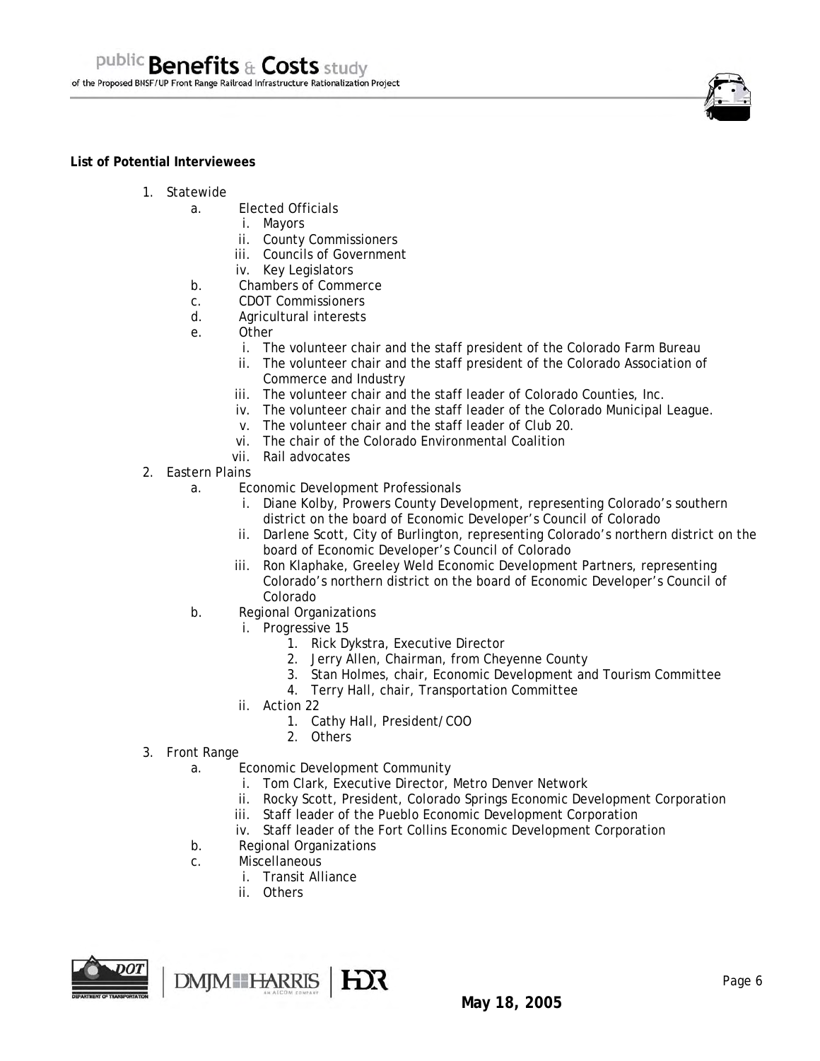**List of Potential Interviewees**

1. Statewide
    a. Elected Officials
        i. Mayors
        ii. County Commissioners
        iii. Councils of Government
        iv. Key Legislators
    b. Chambers of Commerce
    c. CDOT Commissioners
    d. Agricultural interests
    e. Other
        i. The volunteer chair and the staff president of the Colorado Farm Bureau
        ii. The volunteer chair and the staff president of the Colorado Association of Commerce and Industry
        iii. The volunteer chair and the staff leader of Colorado Counties, Inc.
        iv. The volunteer chair and the staff leader of the Colorado Municipal League.
        v. The volunteer chair and the staff leader of Club 20.
        vi. The chair of the Colorado Environmental Coalition
        vii. Rail advocates
2. Eastern Plains
    a. Economic Development Professionals
        i. Diane Kolby, Prowers County Development, representing Colorado's southern district on the board of Economic Developer's Council of Colorado
        ii. Darlene Scott, City of Burlington, representing Colorado's northern district on the board of Economic Developer's Council of Colorado
        iii. Ron Klaphake, Greeley Weld Economic Development Partners, representing Colorado's northern district on the board of Economic Developer's Council of Colorado
    b. Regional Organizations
        i. Progressive 15
            1. Rick Dykstra, Executive Director
            2. Jerry Allen, Chairman, from Cheyenne County
            3. Stan Holmes, chair, Economic Development and Tourism Committee
            4. Terry Hall, chair, Transportation Committee
        ii. Action 22
            1. Cathy Hall, President/COO
            2. Others
3. Front Range
    a. Economic Development Community
        i. Tom Clark, Executive Director, Metro Denver Network
        ii. Rocky Scott, President, Colorado Springs Economic Development Corporation
        iii. Staff leader of the Pueblo Economic Development Corporation
        iv. Staff leader of the Fort Collins Economic Development Corporation
    b. Regional Organizations
    c. Miscellaneous
        i. Transit Alliance
        ii. Others

**May 18, 2005**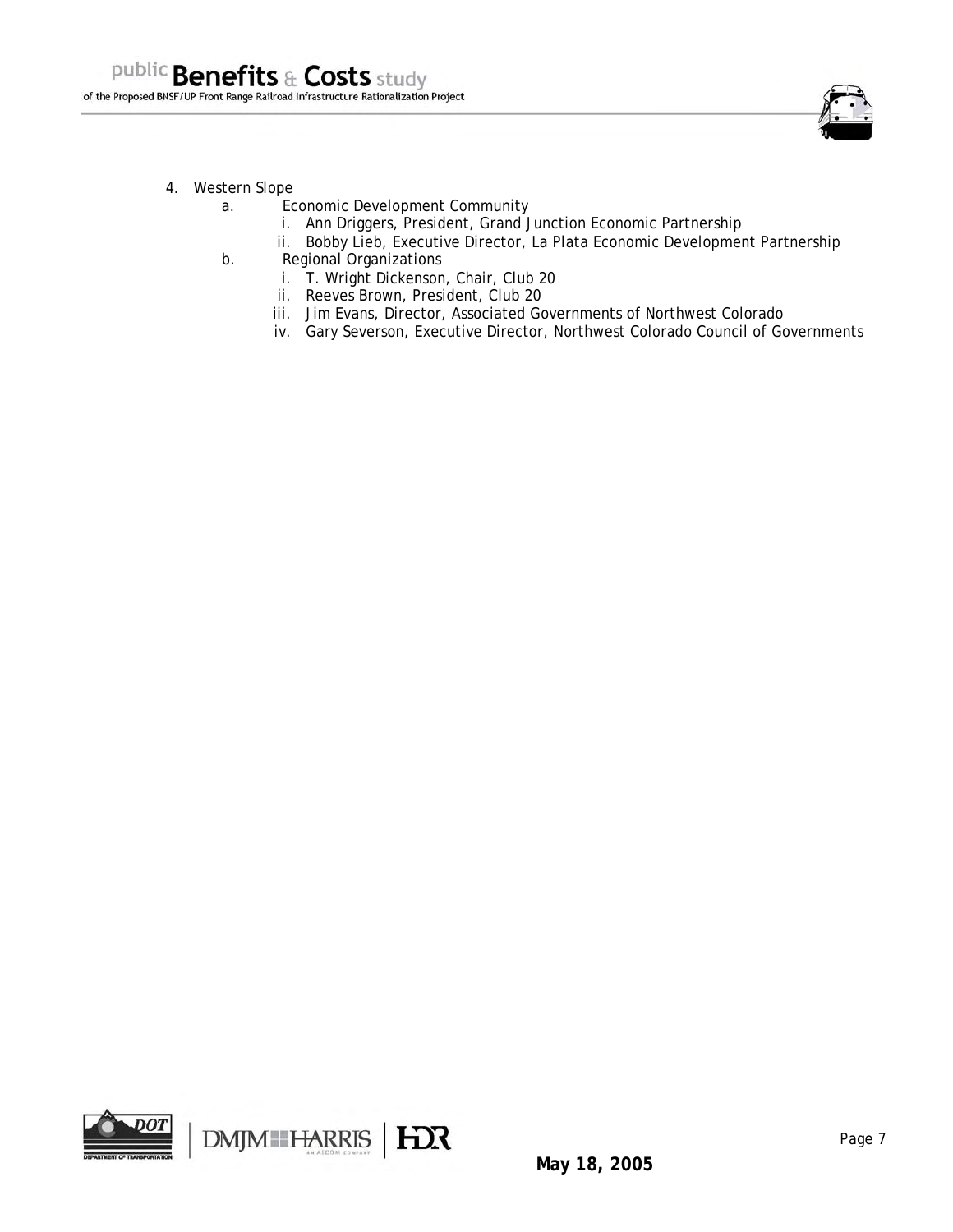4. Western Slope
    a. Economic Development Community
        i. Ann Driggers, President, Grand Junction Economic Partnership
        ii. Bobby Lieb, Executive Director, La Plata Economic Development Partnership
    b. Regional Organizations
        i. T. Wright Dickenson, Chair, Club 20
        ii. Reeves Brown, President, Club 20
        iii. Jim Evans, Director, Associated Governments of Northwest Colorado
        iv. Gary Severson, Executive Director, Northwest Colorado Council of Governments